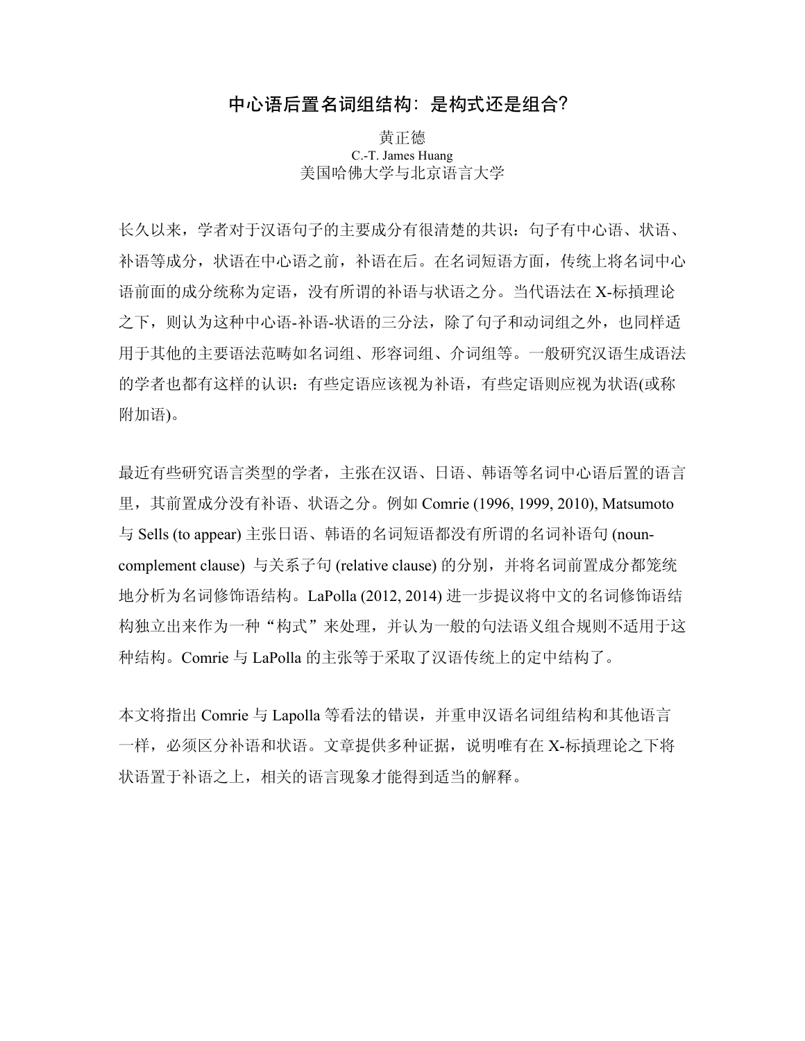# 中心语后置名词组结构：是构式还是组合?

黄正德
C.-T. James Huang
美国哈佛大学与北京语言大学

长久以来，学者对于汉语句子的主要成分有很清楚的共识：句子有中心语、状语、补语等成分，状语在中心语之前，补语在后。在名词短语方面，传统上将名词中心语前面的成分统称为定语，没有所谓的补语与状语之分。当代语法在 X-标�native理论之下，则认为这种中心语-补语-状语的三分法，除了句子和动词组之外，也同样适用于其他的主要语法范畴如名词组、形容词组、介词组等。一般研究汉语生成语法的学者也都有这样的认识：有些定语应该视为补语，有些定语则应视为状语(或称附加语)。

最近有些研究语言类型的学者，主张在汉语、日语、韩语等名词中心语后置的语言里，其前置成分没有补语、状语之分。例如 Comrie (1996, 1999, 2010), Matsumoto 与 Sells (to appear) 主张日语、韩语的名词短语都没有所谓的名词补语句 (noun-complement clause) 与关系子句 (relative clause) 的分别，并将名词前置成分都笼统地分析为名词修饰语结构。LaPolla (2012, 2014) 进一步提议将中文的名词修饰语结构独立出来作为一种“构式”来处理，并认为一般的句法语义组合规则不适用于这种结构。Comrie 与 LaPolla 的主张等于采取了汉语传统上的定中结构了。

本文将指出 Comrie 与 Lapolla 等看法的错误，并重申汉语名词组结构和其他语言一样，必须区分补语和状语。文章提供多种证据，说明唯有在 X-标�native理论之下将状语置于补语之上，相关的语言现象才能得到适当的解释。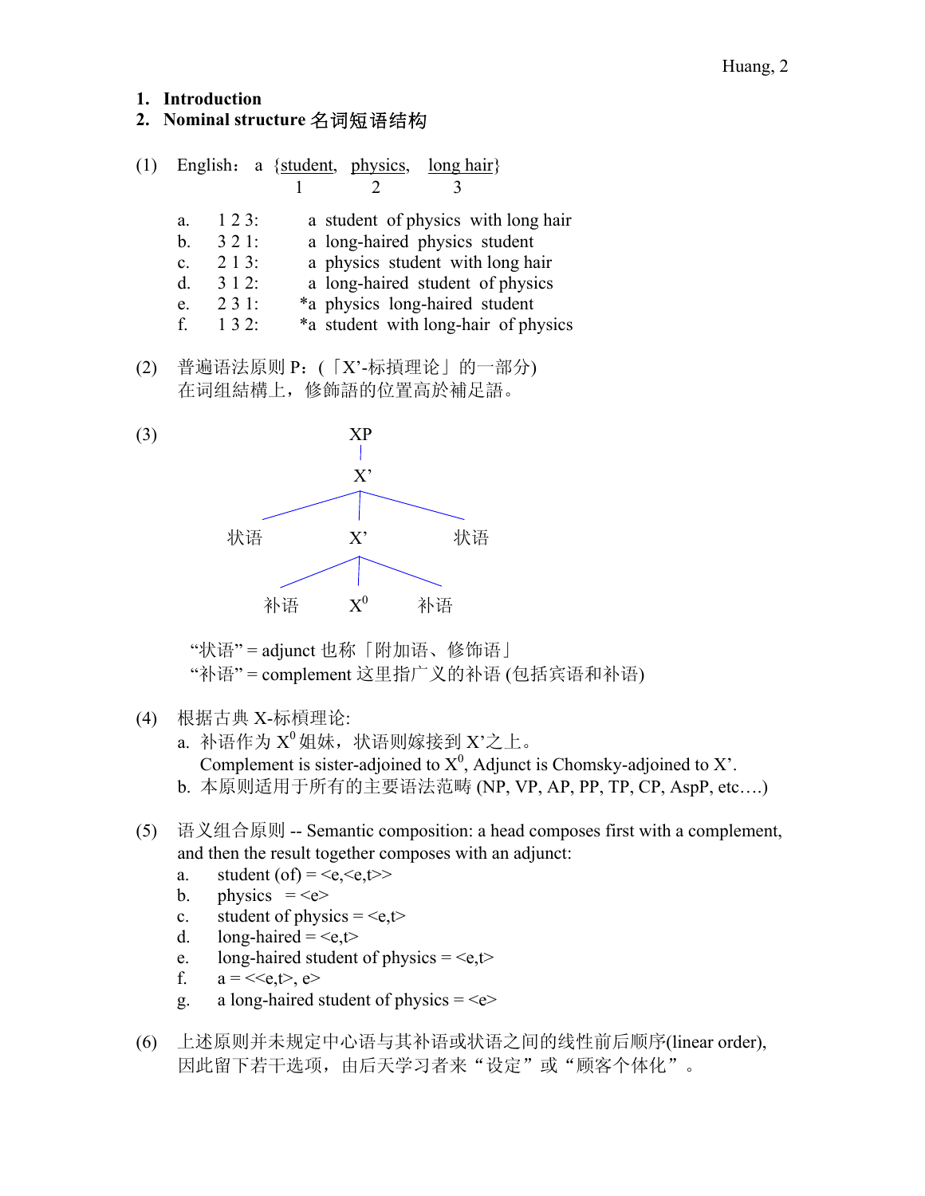## 1. Introduction

## 2. Nominal structure 名词短语结构

(1) English： a {student, physics, long hair}
                   1       2       3

a. 1 2 3:   a student of physics with long hair
b. 3 2 1:   a long-haired physics student
c. 2 1 3:   a physics student with long hair
d. 3 1 2:   a long-haired student of physics
e. 2 3 1:   *a physics long-haired student
f. 1 3 2:   *a student with long-hair of physics

(2) 普遍语法原则 P：(「X'-标撷理论」的一部分)
在词组結構上，修飾語的位置高於補足語。

(3)

```
                XP
                |
                X'
        /       |       \
     状语       X'       状语
            /   |   \
         补语   X⁰   补语
```

“状语” = adjunct 也称「附加语、修饰语」
“补语” = complement 这里指广义的补语 (包括宾语和补语)

(4) 根据古典 X-标槓理论:
a. 补语作为 $X^0$ 姐妹，状语则嫁接到 X'之上。
Complement is sister-adjoined to $X^0$, Adjunct is Chomsky-adjoined to X'.
b. 本原则适用于所有的主要语法范畴 (NP, VP, AP, PP, TP, CP, AspP, etc….)

(5) 语义组合原则 -- Semantic composition: a head composes first with a complement, and then the result together composes with an adjunct:
a. student (of) = <e,<e,t>>
b. physics = <e>
c. student of physics = <e,t>
d. long-haired = <e,t>
e. long-haired student of physics = <e,t>
f. a = <<e,t>, e>
g. a long-haired student of physics = <e>

(6) 上述原则并未规定中心语与其补语或状语之间的线性前后顺序(linear order), 因此留下若干选项，由后天学习者来“设定”或“顾客个体化”。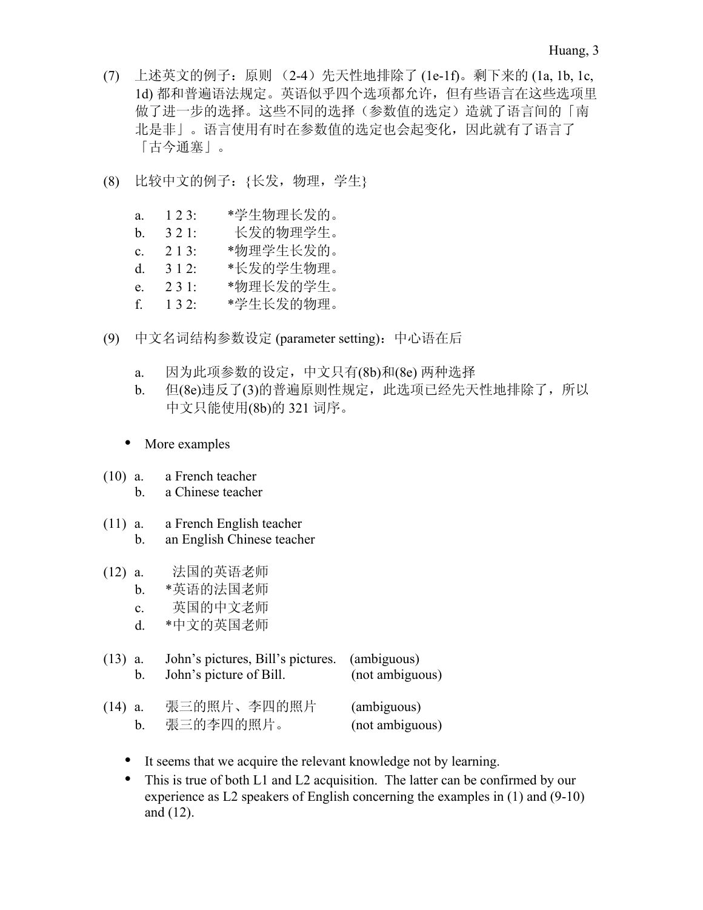(7) 上述英文的例子：原则 （2-4）先天性地排除了 (1e-1f)。剩下来的 (1a, 1b, 1c, 1d) 都和普遍语法规定。英语似乎四个选项都允许，但有些语言在这些选项里做了进一步的选择。这些不同的选择（参数值的选定）造就了语言间的「南北是非」。语言使用有时在参数值的选定也会起变化，因此就有了语言了「古今通塞」。

(8) 比较中文的例子：{长发，物理，学生}

a. 1 2 3: *学生物理长发的。
b. 3 2 1: 长发的物理学生。
c. 2 1 3: *物理学生长发的。
d. 3 1 2: *长发的学生物理。
e. 2 3 1: *物理长发的学生。
f. 1 3 2: *学生长发的物理。

(9) 中文名词结构参数设定 (parameter setting)：中心语在后

a. 因为此项参数的设定，中文只有(8b)和(8e) 两种选择
b. 但(8e)违反了(3)的普遍原则性规定，此选项已经先天性地排除了，所以中文只能使用(8b)的 321 词序。

- More examples

(10) a. a French teacher
b. a Chinese teacher

(11) a. a French English teacher
b. an English Chinese teacher

(12) a. 法国的英语老师
b. *英语的法国老师
c. 英国的中文老师
d. *中文的英国老师

(13) a. John's pictures, Bill's pictures. (ambiguous)
b. John's picture of Bill. (not ambiguous)

(14) a. 張三的照片、李四的照片 (ambiguous)
b. 張三的李四的照片。 (not ambiguous)

- It seems that we acquire the relevant knowledge not by learning.
- This is true of both L1 and L2 acquisition. The latter can be confirmed by our experience as L2 speakers of English concerning the examples in (1) and (9-10) and (12).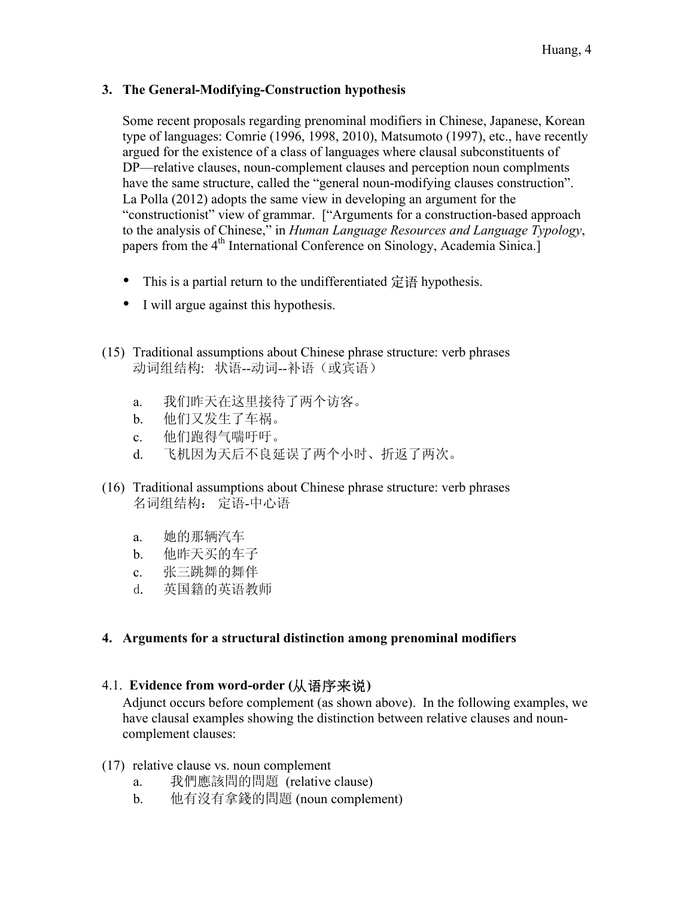### 3. The General-Modifying-Construction hypothesis

Some recent proposals regarding prenominal modifiers in Chinese, Japanese, Korean type of languages: Comrie (1996, 1998, 2010), Matsumoto (1997), etc., have recently argued for the existence of a class of languages where clausal subconstituents of DP—relative clauses, noun-complement clauses and perception noun complments have the same structure, called the "general noun-modifying clauses construction". La Polla (2012) adopts the same view in developing an argument for the "constructionist" view of grammar. ["Arguments for a construction-based approach to the analysis of Chinese," in *Human Language Resources and Language Typology*, papers from the 4th International Conference on Sinology, Academia Sinica.]

- This is a partial return to the undifferentiated 定语 hypothesis.
- I will argue against this hypothesis.

(15) Traditional assumptions about Chinese phrase structure: verb phrases
动词组结构: 状语--动词--补语（或宾语）

a. 我们昨天在这里接待了两个访客。
b. 他们又发生了车祸。
c. 他们跑得气喘吁吁。
d. 飞机因为天后不良延误了两个小时、折返了两次。

(16) Traditional assumptions about Chinese phrase structure: verb phrases
名词组结构： 定语-中心语

a. 她的那辆汽车
b. 他昨天买的车子
c. 张三跳舞的舞伴
d. 英国籍的英语教师

### 4. Arguments for a structural distinction among prenominal modifiers

#### 4.1. Evidence from word-order (从语序来说)

Adjunct occurs before complement (as shown above). In the following examples, we have clausal examples showing the distinction between relative clauses and noun-complement clauses:

(17) relative clause vs. noun complement

a. 我們應該問的問題 (relative clause)
b. 他有沒有拿錢的問題 (noun complement)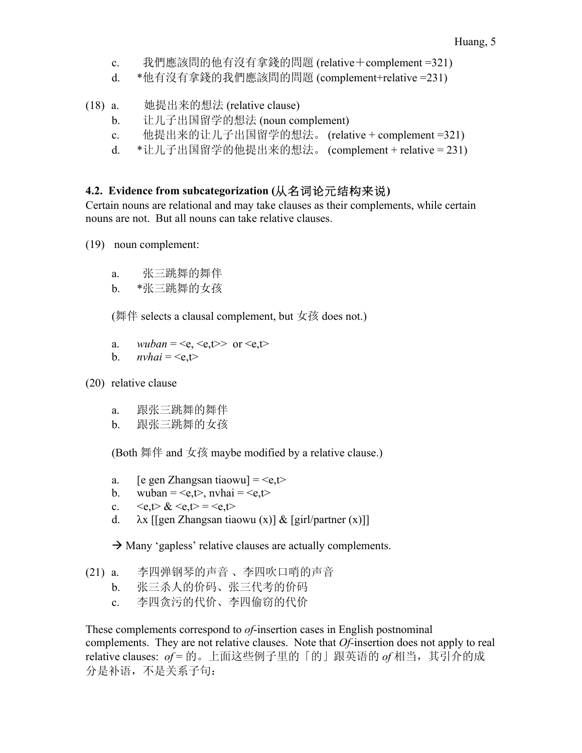c. 我們應該問的他有沒有拿錢的問題 (relative＋complement =321)

d. *他有沒有拿錢的我們應該問的問題 (complement+relative =231)

(18) a. 她提出来的想法 (relative clause)

b. 让儿子出国留学的想法 (noun complement)

c. 他提出来的让儿子出国留学的想法。 (relative + complement =321)

d. *让儿子出国留学的他提出来的想法。 (complement + relative = 231)

### 4.2. Evidence from subcategorization (从名词论元结构来说)

Certain nouns are relational and may take clauses as their complements, while certain nouns are not. But all nouns can take relative clauses.

(19) noun complement:

a. 张三跳舞的舞伴

b. *张三跳舞的女孩

(舞伴 selects a clausal complement, but 女孩 does not.)

a. *wuban* = <e, <e,t>> or <e,t>

b. *nvhai* = <e,t>

(20) relative clause

a. 跟张三跳舞的舞伴

b. 跟张三跳舞的女孩

(Both 舞伴 and 女孩 maybe modified by a relative clause.)

a. [e gen Zhangsan tiaowu] = <e,t>

b. wuban = <e,t>, nvhai = <e,t>

c. <e,t> & <e,t> = <e,t>

d. $\lambda$x [[gen Zhangsan tiaowu (x)] & [girl/partner (x)]]

→ Many 'gapless' relative clauses are actually complements.

(21) a. 李四弹钢琴的声音 、李四吹口哨的声音

b. 张三杀人的价码、张三代考的价码

c. 李四贪污的代价、李四偷窃的代价

These complements correspond to *of*-insertion cases in English postnominal complements. They are not relative clauses. Note that *Of*-insertion does not apply to real relative clauses: *of* = 的。上面这些例子里的「的」跟英语的 *of* 相当，其引介的成分是补语，不是关系子句：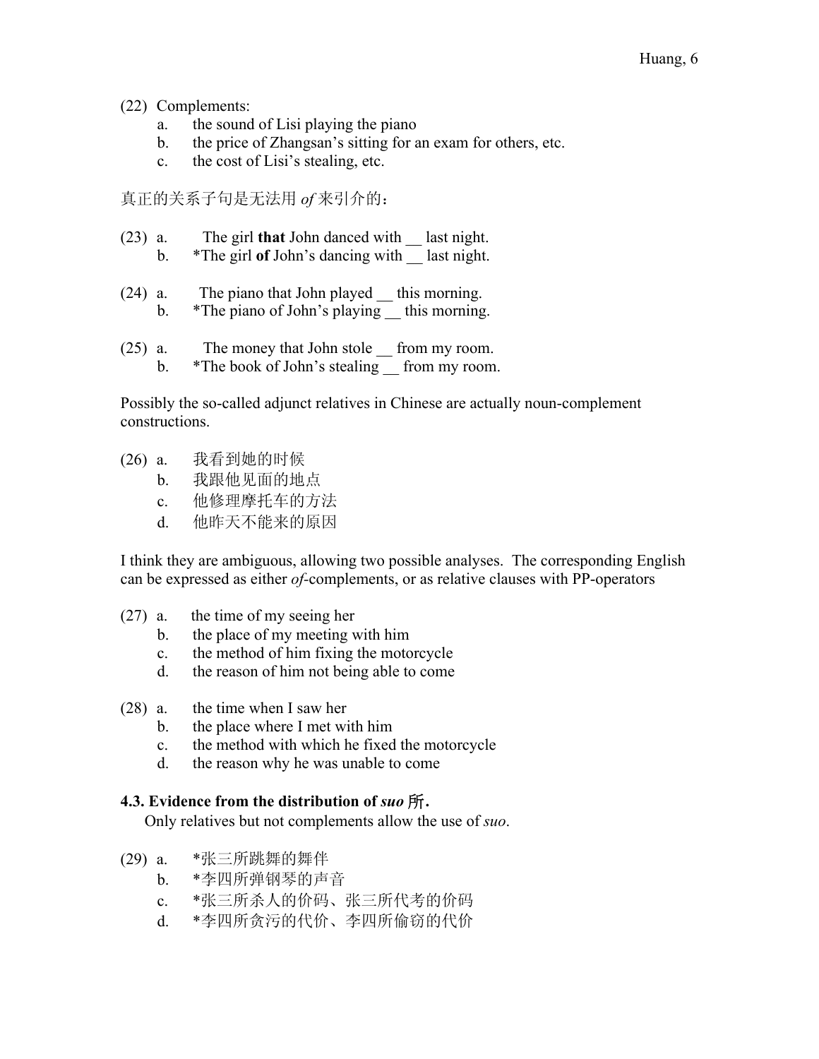(22) Complements:

a. the sound of Lisi playing the piano
b. the price of Zhangsan's sitting for an exam for others, etc.
c. the cost of Lisi's stealing, etc.

真正的关系子句是无法用 *of* 来引介的：

(23) a. The girl **that** John danced with __ last night.
b. *The girl **of** John's dancing with __ last night.

(24) a. The piano that John played __ this morning.
b. *The piano of John's playing __ this morning.

(25) a. The money that John stole __ from my room.
b. *The book of John's stealing __ from my room.

Possibly the so-called adjunct relatives in Chinese are actually noun-complement constructions.

(26) a. 我看到她的时候
b. 我跟他见面的地点
c. 他修理摩托车的方法
d. 他昨天不能来的原因

I think they are ambiguous, allowing two possible analyses. The corresponding English can be expressed as either *of*-complements, or as relative clauses with PP-operators

(27) a. the time of my seeing her
b. the place of my meeting with him
c. the method of him fixing the motorcycle
d. the reason of him not being able to come

(28) a. the time when I saw her
b. the place where I met with him
c. the method with which he fixed the motorcycle
d. the reason why he was unable to come

### 4.3. Evidence from the distribution of *suo* 所.

Only relatives but not complements allow the use of *suo*.

(29) a. *张三所跳舞的舞伴
b. *李四所弹钢琴的声音
c. *张三所杀人的价码、张三所代考的价码
d. *李四所贪污的代价、李四所偷窃的代价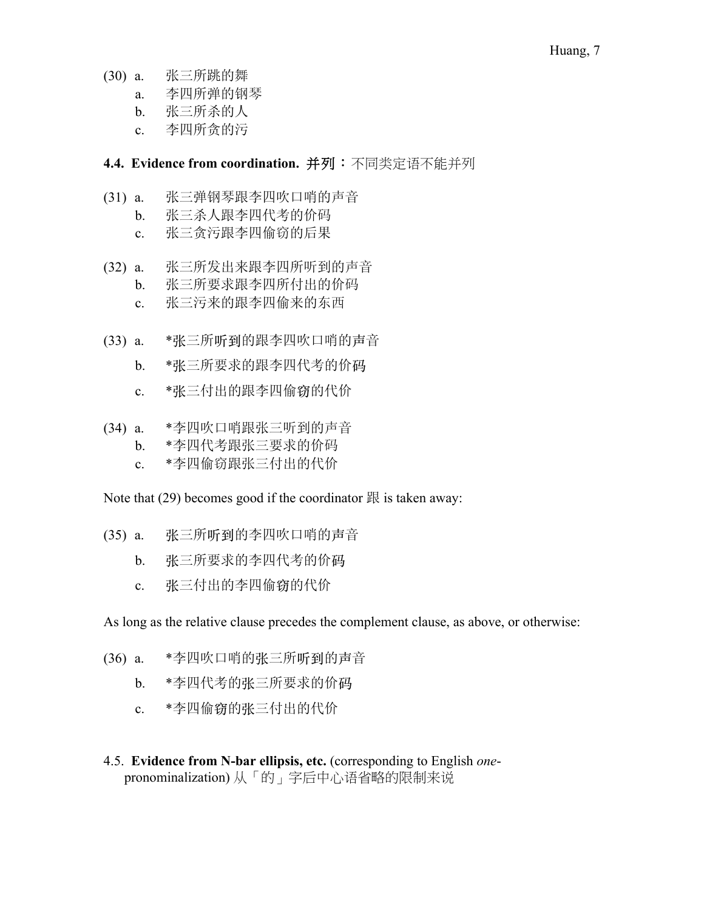(30) a. 张三所跳的舞
 a. 李四所弹的钢琴
 b. 张三所杀的人
 c. 李四所贪的污

**4.4. Evidence from coordination. 并列：**不同类定语不能并列

(31) a. 张三弹钢琴跟李四吹口哨的声音
 b. 张三杀人跟李四代考的价码
 c. 张三贪污跟李四偷窃的后果

(32) a. 张三所发出来跟李四所听到的声音
 b. 张三所要求跟李四所付出的价码
 c. 张三污来的跟李四偷来的东西

(33) a. *张三所听到的跟李四吹口哨的声音
 b. *张三所要求的跟李四代考的价码
 c. *张三付出的跟李四偷窃的代价

(34) a. *李四吹口哨跟张三听到的声音
 b. *李四代考跟张三要求的价码
 c. *李四偷窃跟张三付出的代价

Note that (29) becomes good if the coordinator 跟 is taken away:

(35) a. 张三所听到的李四吹口哨的声音
 b. 张三所要求的李四代考的价码
 c. 张三付出的李四偷窃的代价

As long as the relative clause precedes the complement clause, as above, or otherwise:

(36) a. *李四吹口哨的张三所听到的声音
 b. *李四代考的张三所要求的价码
 c. *李四偷窃的张三付出的代价

4.5. **Evidence from N-bar ellipsis, etc.** (corresponding to English *one*-pronominalization) 从「的」字后中心语省略的限制来说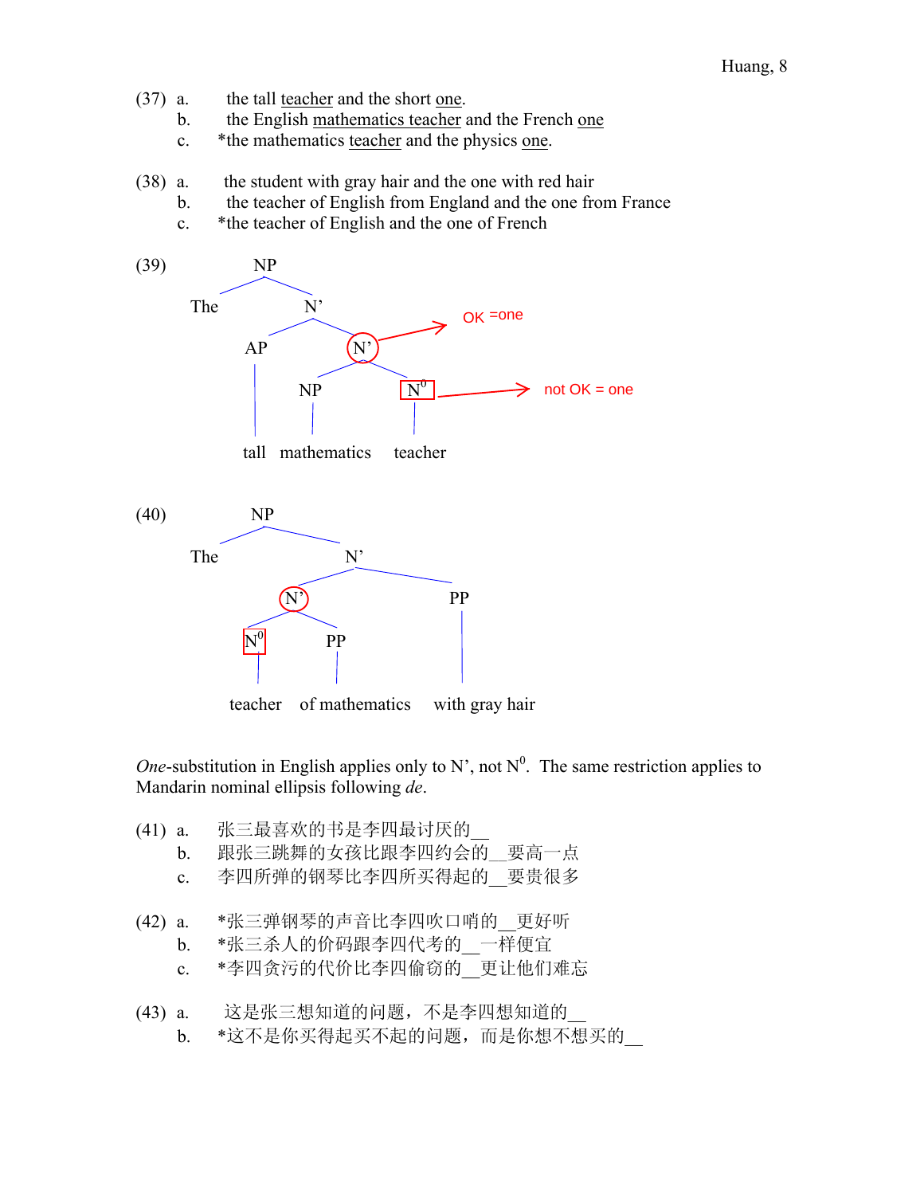(37) a. the tall teacher and the short one.
b. the English mathematics teacher and the French one
c. *the mathematics teacher and the physics one.

(38) a. the student with gray hair and the one with red hair
b. the teacher of English from England and the one from France
c. *the teacher of English and the one of French

(39)

```
        NP
       /  \
    The    N'
          /  \
        AP    N'  ----> OK =one
        |    /  \
        |  NP    N0  ----> not OK = one
        |   |     |
      tall mathematics teacher
```

(40)

```
        NP
       /  \
    The    N'
          /    \
        N'      PP
       /  \      |
     N0    PP    |
     |     |     |
  teacher of mathematics with gray hair
```

*One*-substitution in English applies only to N', not $N^0$. The same restriction applies to Mandarin nominal ellipsis following *de*.

(41) a. 张三最喜欢的书是李四最讨厌的__
b. 跟张三跳舞的女孩比跟李四约会的__要高一点
c. 李四所弹的钢琴比李四所买得起的__要贵很多

(42) a. *张三弹钢琴的声音比李四吹口哨的__更好听
b. *张三杀人的价码跟李四代考的__一样便宜
c. *李四贪污的代价比李四偷窃的__更让他们难忘

(43) a. 这是张三想知道的问题，不是李四想知道的__
b. *这不是你买得起买不起的问题，而是你想不想买的__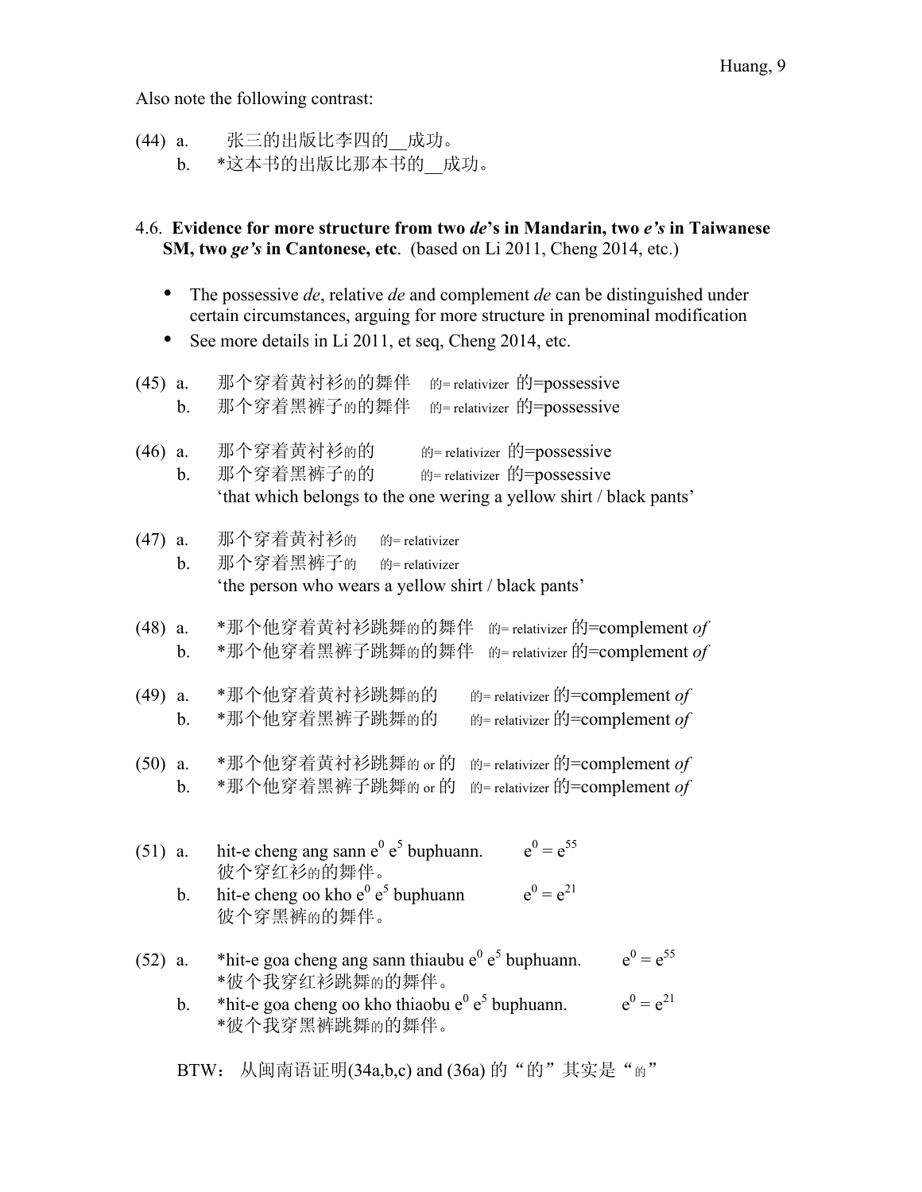Also note the following contrast:

(44) a. 张三的出版比李四的__成功。
   b. *这本书的出版比那本书的__成功。

### 4.6. Evidence for more structure from two *de*'s in Mandarin, two *e's* in Taiwanese SM, two *ge's* in Cantonese, etc. (based on Li 2011, Cheng 2014, etc.)

- The possessive *de*, relative *de* and complement *de* can be distinguished under certain circumstances, arguing for more structure in prenominal modification
- See more details in Li 2011, et seq, Cheng 2014, etc.

(45) a. 那个穿着黄衬衫的的舞伴 的= relativizer 的=possessive
   b. 那个穿着黑裤子的的舞伴 的= relativizer 的=possessive

(46) a. 那个穿着黄衬衫的的 的= relativizer 的=possessive
   b. 那个穿着黑裤子的的 的= relativizer 的=possessive
   'that which belongs to the one wering a yellow shirt / black pants'

(47) a. 那个穿着黄衬衫的 的= relativizer
   b. 那个穿着黑裤子的 的= relativizer
   'the person who wears a yellow shirt / black pants'

(48) a. *那个他穿着黄衬衫跳舞的的舞伴 的= relativizer 的=complement *of*
   b. *那个他穿着黑裤子跳舞的的舞伴 的= relativizer 的=complement *of*

(49) a. *那个他穿着黄衬衫跳舞的的 的= relativizer 的=complement *of*
   b. *那个他穿着黑裤子跳舞的的 的= relativizer 的=complement *of*

(50) a. *那个他穿着黄衬衫跳舞的 or 的 的= relativizer 的=complement *of*
   b. *那个他穿着黑裤子跳舞的 or 的 的= relativizer 的=complement *of*

(51) a. hit-e cheng ang sann $e^0$ $e^5$ buphuann. $e^0 = e^{55}$
   彼个穿红衫的的舞伴。
   b. hit-e cheng oo kho $e^0$ $e^5$ buphuann $e^0 = e^{21}$
   彼个穿黑裤的的舞伴。

(52) a. *hit-e goa cheng ang sann thiaubu $e^0$ $e^5$ buphuann. $e^0 = e^{55}$
   *彼个我穿红衫跳舞的的舞伴。
   b. *hit-e goa cheng oo kho thiaobu $e^0$ $e^5$ buphuann. $e^0 = e^{21}$
   *彼个我穿黑裤跳舞的的舞伴。

BTW： 从闽南语证明(34a,b,c) and (36a) 的“的”其实是“的”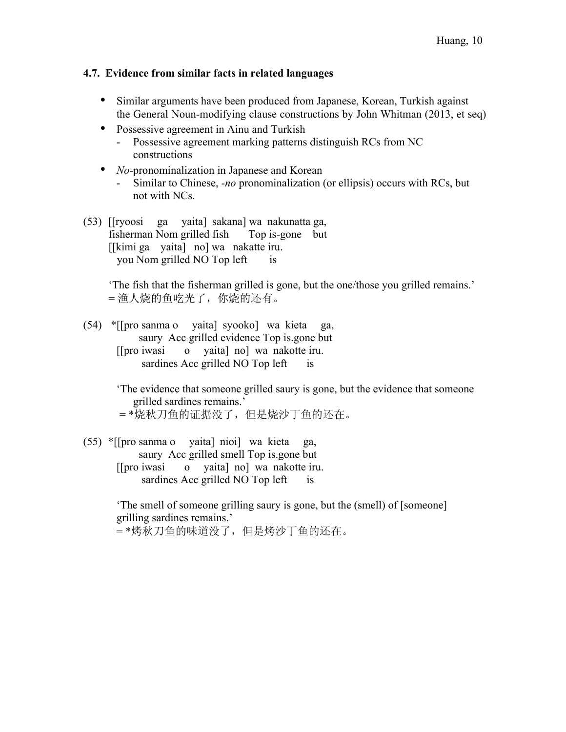### 4.7. Evidence from similar facts in related languages

- Similar arguments have been produced from Japanese, Korean, Turkish against the General Noun-modifying clause constructions by John Whitman (2013, et seq)
- Possessive agreement in Ainu and Turkish
  - Possessive agreement marking patterns distinguish RCs from NC constructions
- *No*-pronominalization in Japanese and Korean
  - Similar to Chinese, *-no* pronominalization (or ellipsis) occurs with RCs, but not with NCs.

(53) [[ryoosi ga yaita] sakana] wa nakunatta ga,
fisherman Nom grilled fish Top is-gone but
[[kimi ga yaita] no] wa nakatte iru.
you Nom grilled NO Top left is

'The fish that the fisherman grilled is gone, but the one/those you grilled remains.'
= 渔人烧的鱼吃光了，你烧的还有。

(54) *[[pro sanma o yaita] syooko] wa kieta ga,
saury Acc grilled evidence Top is.gone but
[[pro iwasi o yaita] no] wa nakotte iru.
sardines Acc grilled NO Top left is

'The evidence that someone grilled saury is gone, but the evidence that someone grilled sardines remains.'
= *烧秋刀鱼的证据没了，但是烧沙丁鱼的还在。

(55) *[[pro sanma o yaita] nioi] wa kieta ga,
saury Acc grilled smell Top is.gone but
[[pro iwasi o yaita] no] wa nakotte iru.
sardines Acc grilled NO Top left is

'The smell of someone grilling saury is gone, but the (smell) of [someone] grilling sardines remains.'
= *烤秋刀鱼的味道没了，但是烤沙丁鱼的还在。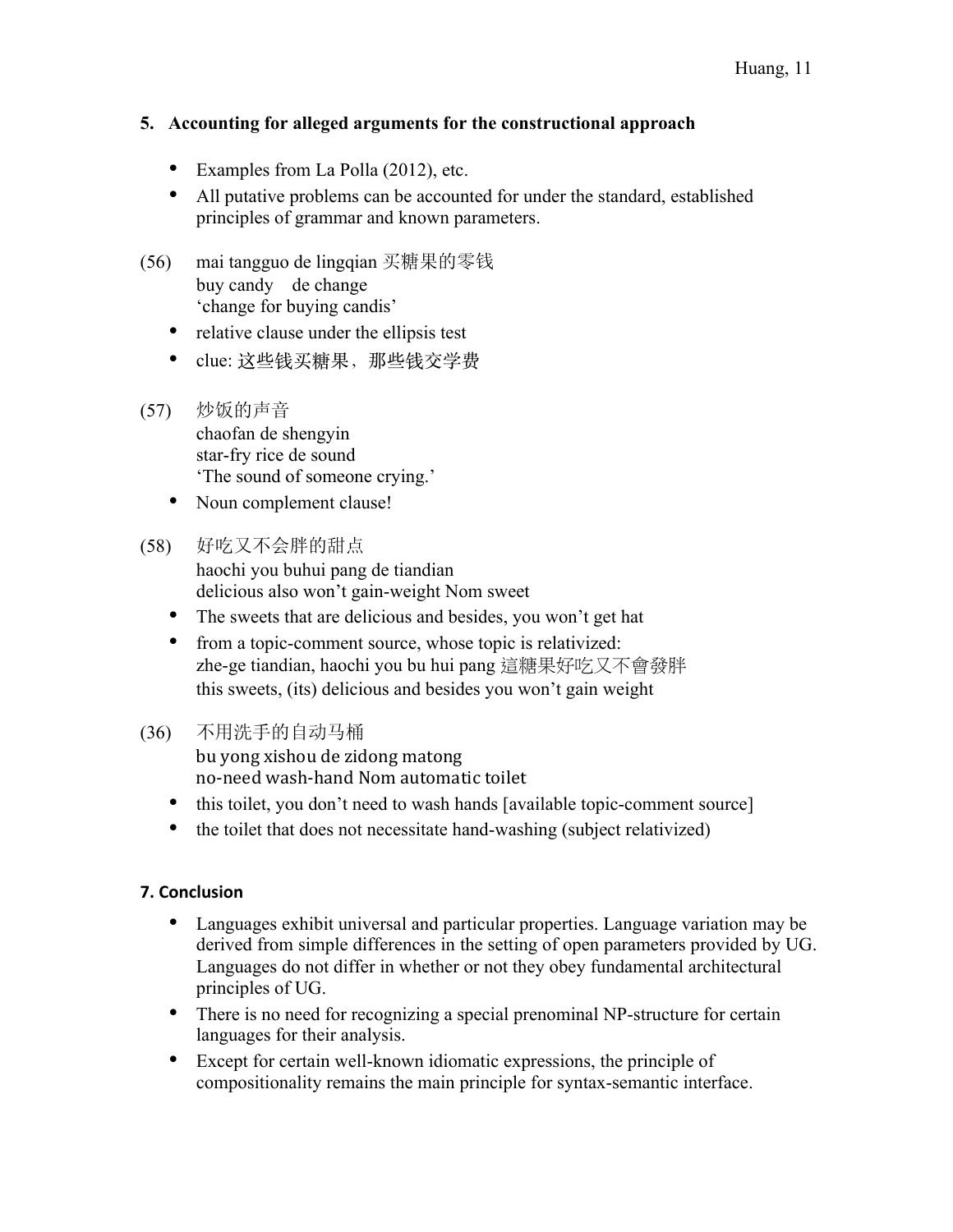## 5. Accounting for alleged arguments for the constructional approach

- Examples from La Polla (2012), etc.
- All putative problems can be accounted for under the standard, established principles of grammar and known parameters.

(56) mai tangguo de lingqian 买糖果的零钱
buy candy de change
'change for buying candis'

- relative clause under the ellipsis test
- clue: 这些钱买糖果，那些钱交学费

(57) 炒饭的声音
chaofan de shengyin
star-fry rice de sound
'The sound of someone crying.'

- Noun complement clause!

(58) 好吃又不会胖的甜点
haochi you buhui pang de tiandian
delicious also won't gain-weight Nom sweet

- The sweets that are delicious and besides, you won't get hat
- from a topic-comment source, whose topic is relativized:
  zhe-ge tiandian, haochi you bu hui pang 這糖果好吃又不會發胖
  this sweets, (its) delicious and besides you won't gain weight

(36) 不用洗手的自动马桶
bu yong xishou de zidong matong
no-need wash-hand Nom automatic toilet

- this toilet, you don't need to wash hands [available topic-comment source]
- the toilet that does not necessitate hand-washing (subject relativized)

## 7. Conclusion

- Languages exhibit universal and particular properties. Language variation may be derived from simple differences in the setting of open parameters provided by UG. Languages do not differ in whether or not they obey fundamental architectural principles of UG.
- There is no need for recognizing a special prenominal NP-structure for certain languages for their analysis.
- Except for certain well-known idiomatic expressions, the principle of compositionality remains the main principle for syntax-semantic interface.